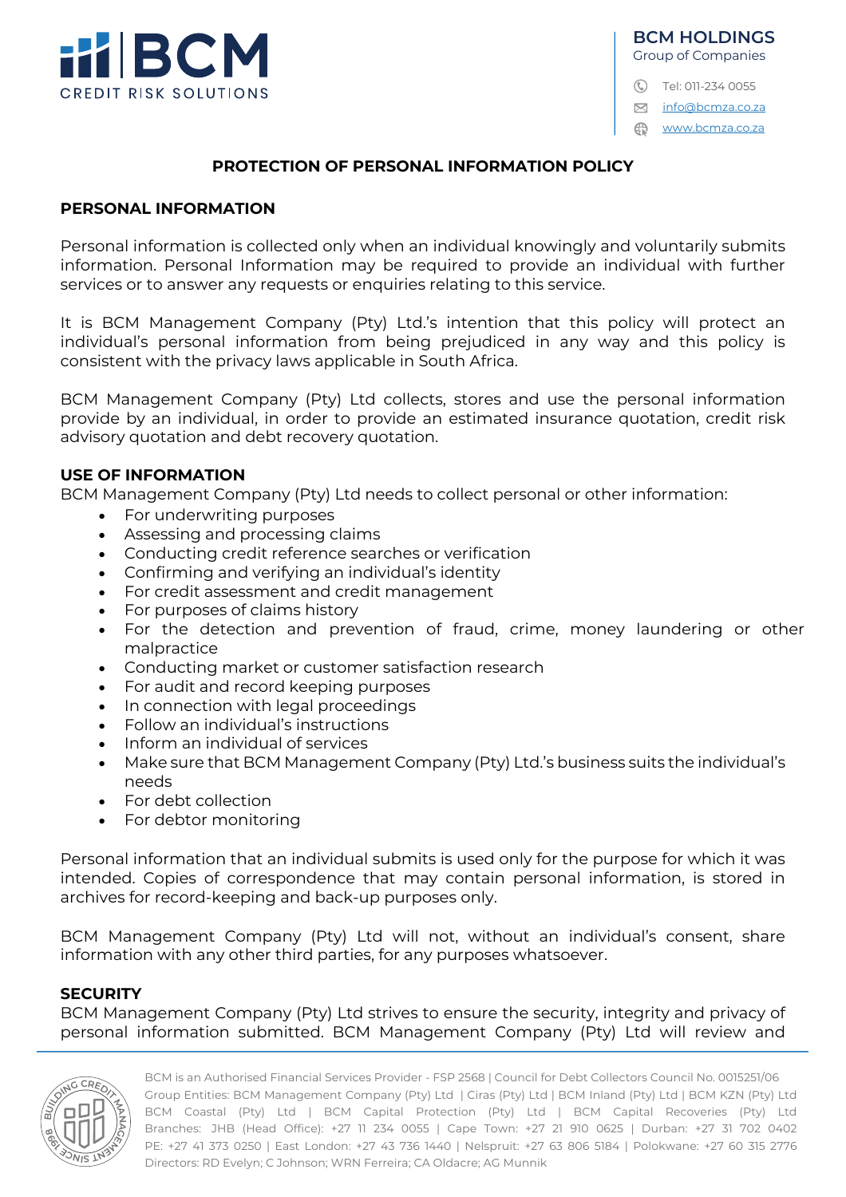# PROTECTION OF PERSONAL INFORMATION POLICY

## PERSONAL INFORMATION

Personal information is collected only when an individual knowingly and voluntarily submits information. Personal Information may be required to provide an individual with further services or to answer any requests or enquiries relating to this service.

It is BCM Management Company (Pty) Ltd.'s intention that this policy will protect an individual's personal information from being prejudiced in any way and this policy is consistent with the privacy laws applicable in South Africa.

BCM Management Company (Pty) Ltd collects, stores and use the personal information provide by an individual, in order to provide an estimated insurance quotation, credit risk advisory quotation and debt recovery quotation.

## USE OF INFORMATION

BCM Management Company (Pty) Ltd needs to collect personal or other information:

- For underwriting purposes
- Assessing and processing claims
- Conducting credit reference searches or verification
- Confirming and verifying an individual's identity
- For credit assessment and credit management
- For purposes of claims history
- For the detection and prevention of fraud, crime, money laundering or other malpractice
- Conducting market or customer satisfaction research
- For audit and record keeping purposes
- In connection with legal proceedings
- Follow an individual's instructions
- Inform an individual of services
- Make sure that BCM Management Company (Pty) Ltd.'s business suits the individual's needs
- For debt collection
- For debtor monitoring

Personal information that an individual submits is used only for the purpose for which it was intended. Copies of correspondence that may contain personal information, is stored in archives for record-keeping and back-up purposes only.

BCM Management Company (Pty) Ltd will not, without an individual's consent, share information with any other third parties, for any purposes whatsoever.

## SECURITY

BCM Management Company (Pty) Ltd strives to ensure the security, integrity and privacy of personal information submitted. BCM Management Company (Pty) Ltd will review and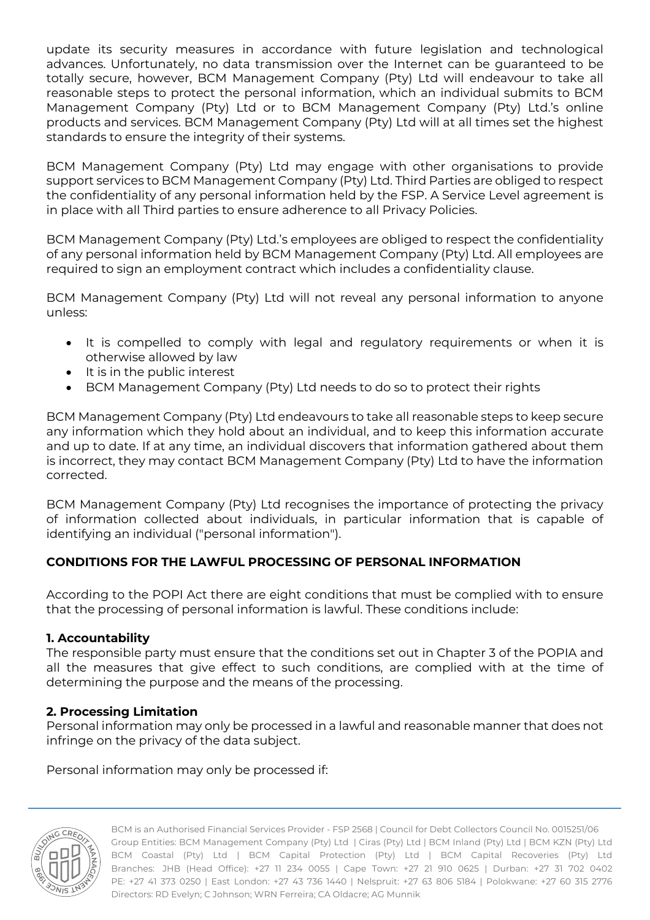update its security measures in accordance with future legislation and technological advances. Unfortunately, no data transmission over the Internet can be guaranteed to be totally secure, however, BCM Management Company (Pty) Ltd will endeavour to take all reasonable steps to protect the personal information, which an individual submits to BCM Management Company (Pty) Ltd or to BCM Management Company (Pty) Ltd.'s online products and services. BCM Management Company (Pty) Ltd will at all times set the highest standards to ensure the integrity of their systems.

BCM Management Company (Pty) Ltd may engage with other organisations to provide support services to BCM Management Company (Pty) Ltd. Third Parties are obliged to respect the confidentiality of any personal information held by the FSP. A Service Level agreement is in place with all Third parties to ensure adherence to all Privacy Policies.

BCM Management Company (Pty) Ltd.'s employees are obliged to respect the confidentiality of any personal information held by BCM Management Company (Pty) Ltd. All employees are required to sign an employment contract which includes a confidentiality clause.

BCM Management Company (Pty) Ltd will not reveal any personal information to anyone unless:

- It is compelled to comply with legal and regulatory requirements or when it is otherwise allowed by law
- It is in the public interest
- BCM Management Company (Pty) Ltd needs to do so to protect their rights

BCM Management Company (Pty) Ltd endeavours to take all reasonable steps to keep secure any information which they hold about an individual, and to keep this information accurate and up to date. If at any time, an individual discovers that information gathered about them is incorrect, they may contact BCM Management Company (Pty) Ltd to have the information corrected.

BCM Management Company (Pty) Ltd recognises the importance of protecting the privacy of information collected about individuals, in particular information that is capable of identifying an individual ("personal information").

## CONDITIONS FOR THE LAWFUL PROCESSING OF PERSONAL INFORMATION

According to the POPI Act there are eight conditions that must be complied with to ensure that the processing of personal information is lawful. These conditions include:

**1. Accountability**
The responsible party must ensure that the conditions set out in Chapter 3 of the POPIA and all the measures that give effect to such conditions, are complied with at the time of determining the purpose and the means of the processing.

**2. Processing Limitation**
Personal information may only be processed in a lawful and reasonable manner that does not infringe on the privacy of the data subject.

Personal information may only be processed if:

BCM is an Authorised Financial Services Provider - FSP 2568 | Council for Debt Collectors Council No. 0015251/06
Group Entities: BCM Management Company (Pty) Ltd | Ciras (Pty) Ltd | BCM Inland (Pty) Ltd | BCM KZN (Pty) Ltd
BCM Coastal (Pty) Ltd | BCM Capital Protection (Pty) Ltd | BCM Capital Recoveries (Pty) Ltd
Branches: JHB (Head Office): +27 11 234 0055 | Cape Town: +27 21 910 0625 | Durban: +27 31 702 0402
PE: +27 41 373 0250 | East London: +27 43 736 1440 | Nelspruit: +27 63 806 5184 | Polokwane: +27 60 315 2776
Directors: RD Evelyn; C Johnson; WRN Ferreira; CA Oldacre; AG Munnik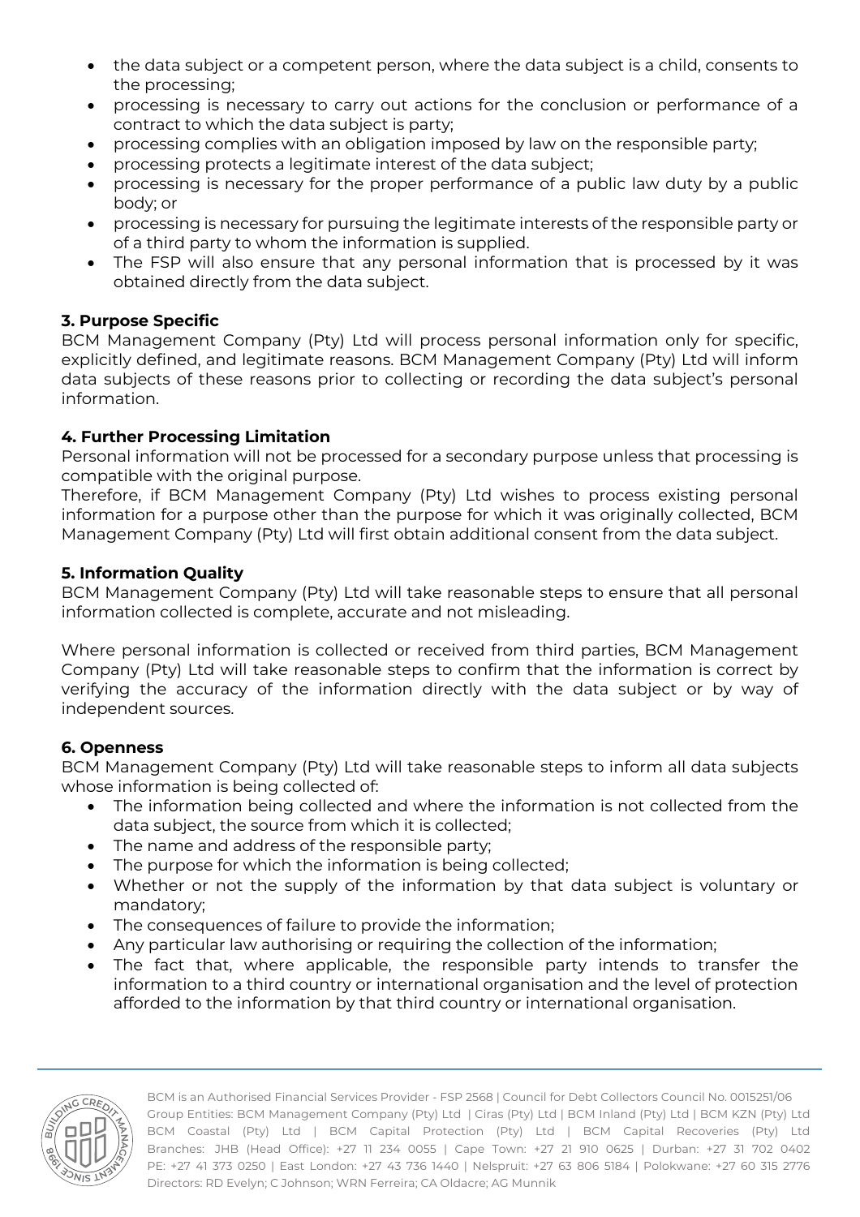- the data subject or a competent person, where the data subject is a child, consents to the processing;
- processing is necessary to carry out actions for the conclusion or performance of a contract to which the data subject is party;
- processing complies with an obligation imposed by law on the responsible party;
- processing protects a legitimate interest of the data subject;
- processing is necessary for the proper performance of a public law duty by a public body; or
- processing is necessary for pursuing the legitimate interests of the responsible party or of a third party to whom the information is supplied.
- The FSP will also ensure that any personal information that is processed by it was obtained directly from the data subject.

**3. Purpose Specific**

BCM Management Company (Pty) Ltd will process personal information only for specific, explicitly defined, and legitimate reasons. BCM Management Company (Pty) Ltd will inform data subjects of these reasons prior to collecting or recording the data subject's personal information.

**4. Further Processing Limitation**

Personal information will not be processed for a secondary purpose unless that processing is compatible with the original purpose.

Therefore, if BCM Management Company (Pty) Ltd wishes to process existing personal information for a purpose other than the purpose for which it was originally collected, BCM Management Company (Pty) Ltd will first obtain additional consent from the data subject.

**5. Information Quality**

BCM Management Company (Pty) Ltd will take reasonable steps to ensure that all personal information collected is complete, accurate and not misleading.

Where personal information is collected or received from third parties, BCM Management Company (Pty) Ltd will take reasonable steps to confirm that the information is correct by verifying the accuracy of the information directly with the data subject or by way of independent sources.

**6. Openness**

BCM Management Company (Pty) Ltd will take reasonable steps to inform all data subjects whose information is being collected of:

- The information being collected and where the information is not collected from the data subject, the source from which it is collected;
- The name and address of the responsible party;
- The purpose for which the information is being collected;
- Whether or not the supply of the information by that data subject is voluntary or mandatory;
- The consequences of failure to provide the information;
- Any particular law authorising or requiring the collection of the information;
- The fact that, where applicable, the responsible party intends to transfer the information to a third country or international organisation and the level of protection afforded to the information by that third country or international organisation.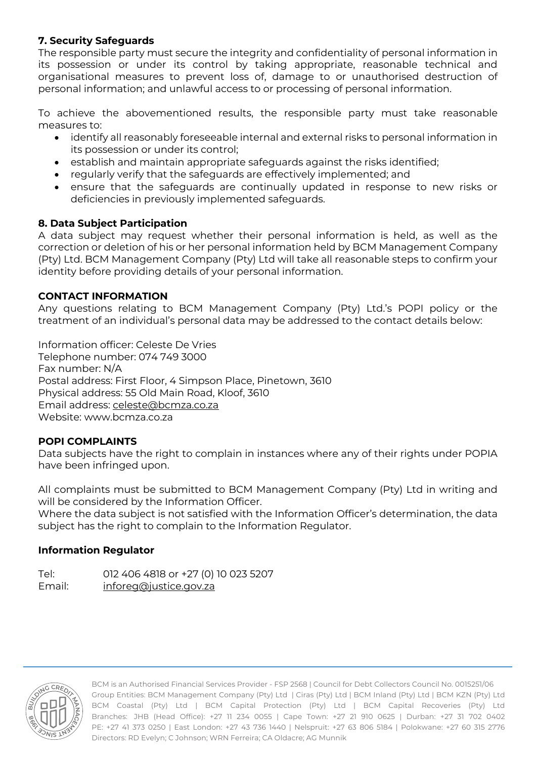### 7. Security Safeguards

The responsible party must secure the integrity and confidentiality of personal information in its possession or under its control by taking appropriate, reasonable technical and organisational measures to prevent loss of, damage to or unauthorised destruction of personal information; and unlawful access to or processing of personal information.

To achieve the abovementioned results, the responsible party must take reasonable measures to:

- identify all reasonably foreseeable internal and external risks to personal information in its possession or under its control;
- establish and maintain appropriate safeguards against the risks identified;
- regularly verify that the safeguards are effectively implemented; and
- ensure that the safeguards are continually updated in response to new risks or deficiencies in previously implemented safeguards.

### 8. Data Subject Participation

A data subject may request whether their personal information is held, as well as the correction or deletion of his or her personal information held by BCM Management Company (Pty) Ltd. BCM Management Company (Pty) Ltd will take all reasonable steps to confirm your identity before providing details of your personal information.

### CONTACT INFORMATION

Any questions relating to BCM Management Company (Pty) Ltd.'s POPI policy or the treatment of an individual's personal data may be addressed to the contact details below:

Information officer: Celeste De Vries
Telephone number: 074 749 3000
Fax number: N/A
Postal address: First Floor, 4 Simpson Place, Pinetown, 3610
Physical address: 55 Old Main Road, Kloof, 3610
Email address: celeste@bcmza.co.za
Website: www.bcmza.co.za

### POPI COMPLAINTS

Data subjects have the right to complain in instances where any of their rights under POPIA have been infringed upon.

All complaints must be submitted to BCM Management Company (Pty) Ltd in writing and will be considered by the Information Officer.
Where the data subject is not satisfied with the Information Officer's determination, the data subject has the right to complain to the Information Regulator.

### Information Regulator

Tel: 012 406 4818 or +27 (0) 10 023 5207
Email: inforeg@justice.gov.za

BCM is an Authorised Financial Services Provider - FSP 2568 | Council for Debt Collectors Council No. 0015251/06
Group Entities: BCM Management Company (Pty) Ltd | Ciras (Pty) Ltd | BCM Inland (Pty) Ltd | BCM KZN (Pty) Ltd
BCM Coastal (Pty) Ltd | BCM Capital Protection (Pty) Ltd | BCM Capital Recoveries (Pty) Ltd
Branches: JHB (Head Office): +27 11 234 0055 | Cape Town: +27 21 910 0625 | Durban: +27 31 702 0402
PE: +27 41 373 0250 | East London: +27 43 736 1440 | Nelspruit: +27 63 806 5184 | Polokwane: +27 60 315 2776
Directors: RD Evelyn; C Johnson; WRN Ferreira; CA Oldacre; AG Munnik